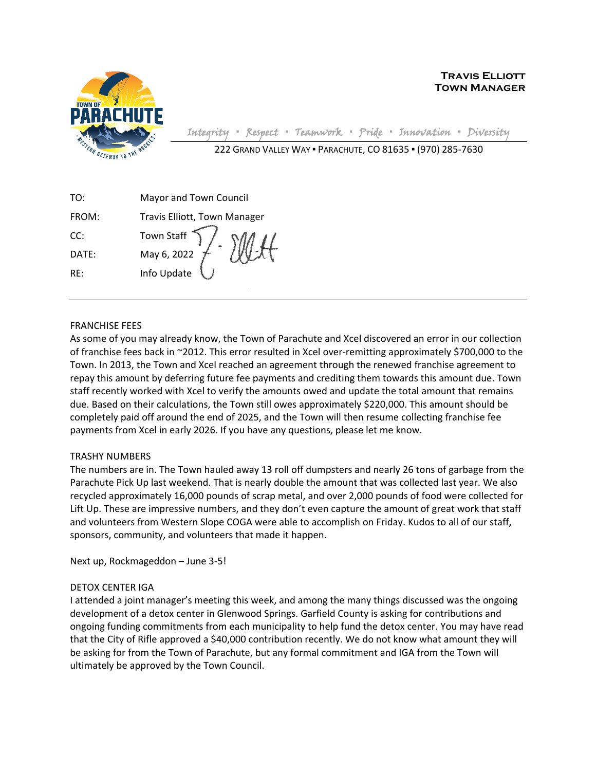**TRAVIS ELLIOTT**
**TOWN MANAGER**

*Integrity ▪ Respect ▪ Teamwork ▪ Pride ▪ Innovation ▪ Diversity*

222 GRAND VALLEY WAY ▪ PARACHUTE, CO 81635 ▪ (970) 285-7630

TO: Mayor and Town Council

FROM: Travis Elliott, Town Manager

CC: Town Staff

DATE: May 6, 2022

RE: Info Update

---

FRANCHISE FEES

As some of you may already know, the Town of Parachute and Xcel discovered an error in our collection of franchise fees back in ~2012. This error resulted in Xcel over-remitting approximately $700,000 to the Town. In 2013, the Town and Xcel reached an agreement through the renewed franchise agreement to repay this amount by deferring future fee payments and crediting them towards this amount due. Town staff recently worked with Xcel to verify the amounts owed and update the total amount that remains due. Based on their calculations, the Town still owes approximately $220,000. This amount should be completely paid off around the end of 2025, and the Town will then resume collecting franchise fee payments from Xcel in early 2026. If you have any questions, please let me know.

TRASHY NUMBERS

The numbers are in. The Town hauled away 13 roll off dumpsters and nearly 26 tons of garbage from the Parachute Pick Up last weekend. That is nearly double the amount that was collected last year. We also recycled approximately 16,000 pounds of scrap metal, and over 2,000 pounds of food were collected for Lift Up. These are impressive numbers, and they don't even capture the amount of great work that staff and volunteers from Western Slope COGA were able to accomplish on Friday. Kudos to all of our staff, sponsors, community, and volunteers that made it happen.

Next up, Rockmageddon – June 3-5!

DETOX CENTER IGA

I attended a joint manager's meeting this week, and among the many things discussed was the ongoing development of a detox center in Glenwood Springs. Garfield County is asking for contributions and ongoing funding commitments from each municipality to help fund the detox center. You may have read that the City of Rifle approved a $40,000 contribution recently. We do not know what amount they will be asking for from the Town of Parachute, but any formal commitment and IGA from the Town will ultimately be approved by the Town Council.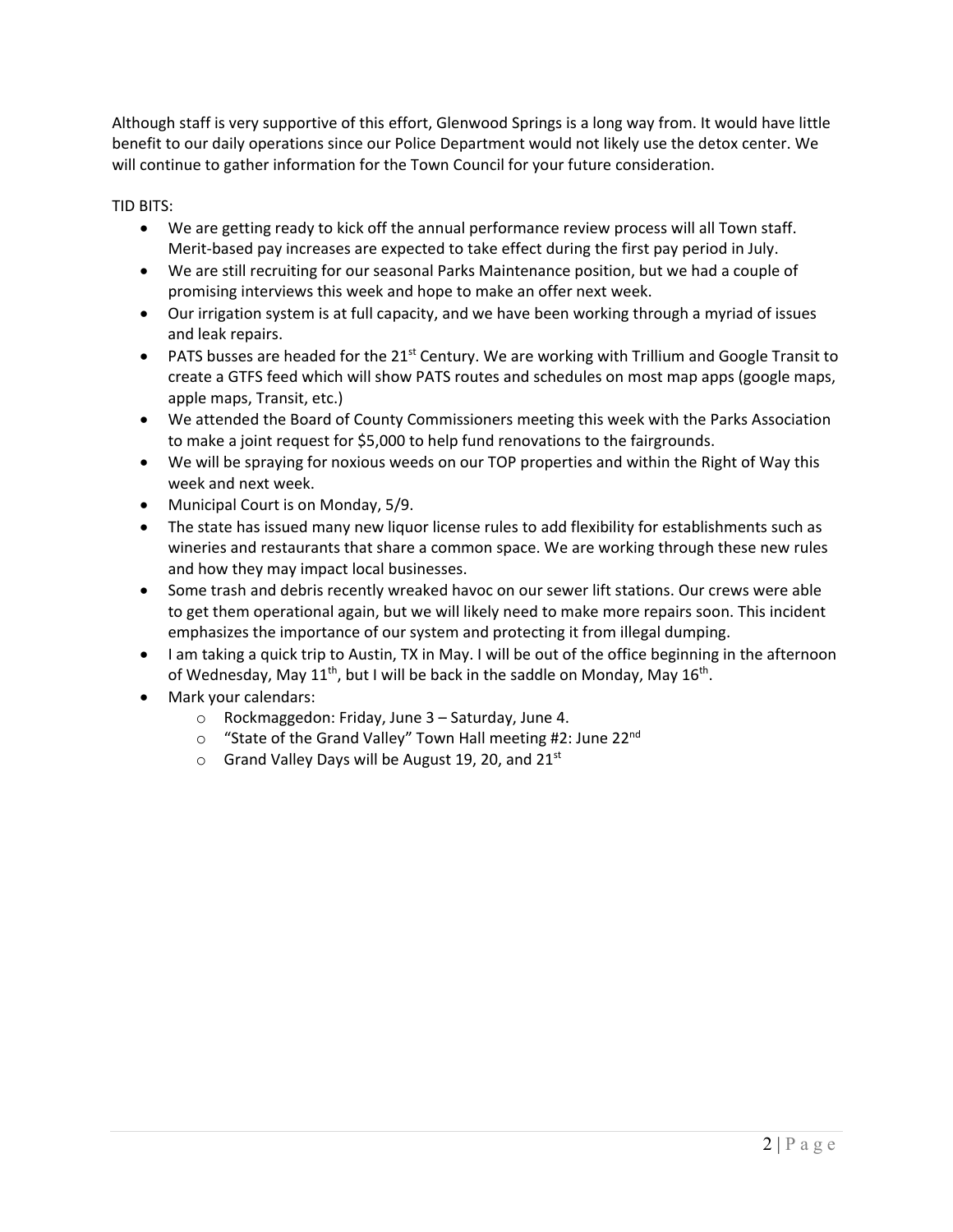Although staff is very supportive of this effort, Glenwood Springs is a long way from. It would have little benefit to our daily operations since our Police Department would not likely use the detox center. We will continue to gather information for the Town Council for your future consideration.

TID BITS:

- We are getting ready to kick off the annual performance review process will all Town staff. Merit-based pay increases are expected to take effect during the first pay period in July.
- We are still recruiting for our seasonal Parks Maintenance position, but we had a couple of promising interviews this week and hope to make an offer next week.
- Our irrigation system is at full capacity, and we have been working through a myriad of issues and leak repairs.
- PATS busses are headed for the 21st Century. We are working with Trillium and Google Transit to create a GTFS feed which will show PATS routes and schedules on most map apps (google maps, apple maps, Transit, etc.)
- We attended the Board of County Commissioners meeting this week with the Parks Association to make a joint request for $5,000 to help fund renovations to the fairgrounds.
- We will be spraying for noxious weeds on our TOP properties and within the Right of Way this week and next week.
- Municipal Court is on Monday, 5/9.
- The state has issued many new liquor license rules to add flexibility for establishments such as wineries and restaurants that share a common space. We are working through these new rules and how they may impact local businesses.
- Some trash and debris recently wreaked havoc on our sewer lift stations. Our crews were able to get them operational again, but we will likely need to make more repairs soon. This incident emphasizes the importance of our system and protecting it from illegal dumping.
- I am taking a quick trip to Austin, TX in May. I will be out of the office beginning in the afternoon of Wednesday, May 11th, but I will be back in the saddle on Monday, May 16th.
- Mark your calendars:
  - Rockmaggedon: Friday, June 3 – Saturday, June 4.
  - "State of the Grand Valley" Town Hall meeting #2: June 22nd
  - Grand Valley Days will be August 19, 20, and 21st